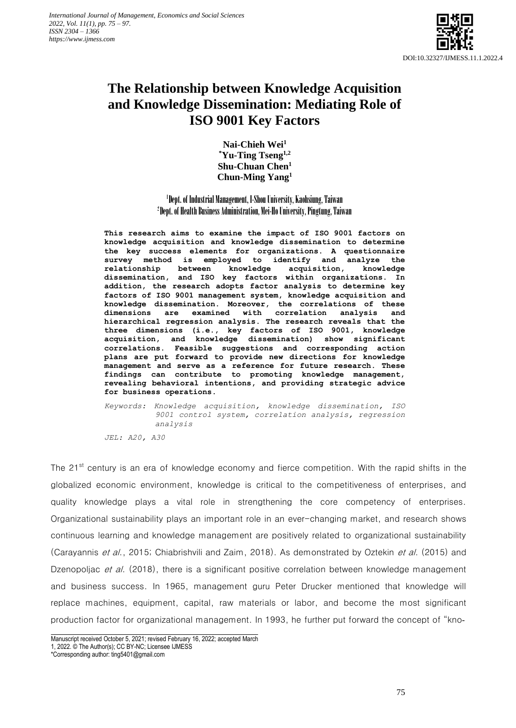DOI:10.32327/IJMESS.11.1.2022.4

# The Relationship between Knowledge Acquisition and Knowledge Dissemination: Mediating Role of ISO 9001 Key Factors

**Nai-Chieh Wei[1]**
**\*Yu-Ting Tseng[1,2]**
**Shu-Chuan Chen[1]**
**Chun-Ming Yang[1]**

[1]Dept. of Industrial Management, I-Shou University, Kaohsiung, Taiwan
[2]Dept. of Health Business Administration, Mei-Ho University, Pingtung, Taiwan

**This research aims to examine the impact of ISO 9001 factors on knowledge acquisition and knowledge dissemination to determine the key success elements for organizations. A questionnaire survey method is employed to identify and analyze the relationship between knowledge acquisition, knowledge dissemination, and ISO key factors within organizations. In addition, the research adopts factor analysis to determine key factors of ISO 9001 management system, knowledge acquisition and knowledge dissemination. Moreover, the correlations of these dimensions are examined with correlation analysis and hierarchical regression analysis. The research reveals that the three dimensions (i.e., key factors of ISO 9001, knowledge acquisition, and knowledge dissemination) show significant correlations. Feasible suggestions and corresponding action plans are put forward to provide new directions for knowledge management and serve as a reference for future research. These findings can contribute to promoting knowledge management, revealing behavioral intentions, and providing strategic advice for business operations.**

*Keywords: Knowledge acquisition, knowledge dissemination, ISO 9001 control system, correlation analysis, regression analysis*

*JEL: A20, A30*

The 21st century is an era of knowledge economy and fierce competition. With the rapid shifts in the globalized economic environment, knowledge is critical to the competitiveness of enterprises, and quality knowledge plays a vital role in strengthening the core competency of enterprises. Organizational sustainability plays an important role in an ever-changing market, and research shows continuous learning and knowledge management are positively related to organizational sustainability (Carayannis *et al*., 2015; Chiabrishvili and Zaim, 2018). As demonstrated by Oztekin *et al*. (2015) and Dzenopoljac *et al*. (2018), there is a significant positive correlation between knowledge management and business success. In 1965, management guru Peter Drucker mentioned that knowledge will replace machines, equipment, capital, raw materials or labor, and become the most significant production factor for organizational management. In 1993, he further put forward the concept of "kno-

Manuscript received October 5, 2021; revised February 16, 2022; accepted March 1, 2022. © The Author(s); CC BY-NC; Licensee IJMESS
\*Corresponding author: ting5401@gmail.com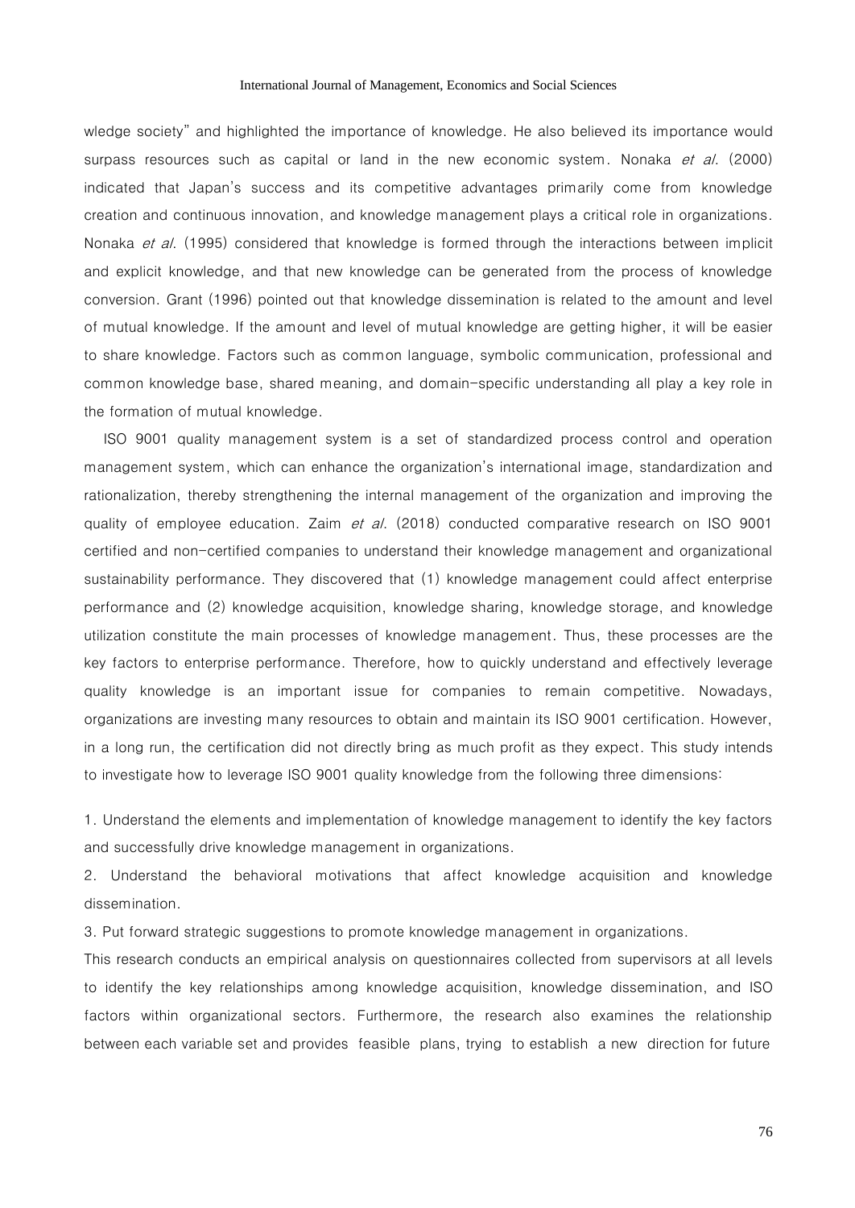wledge society" and highlighted the importance of knowledge. He also believed its importance would surpass resources such as capital or land in the new economic system. Nonaka *et al*. (2000) indicated that Japan's success and its competitive advantages primarily come from knowledge creation and continuous innovation, and knowledge management plays a critical role in organizations. Nonaka *et al*. (1995) considered that knowledge is formed through the interactions between implicit and explicit knowledge, and that new knowledge can be generated from the process of knowledge conversion. Grant (1996) pointed out that knowledge dissemination is related to the amount and level of mutual knowledge. If the amount and level of mutual knowledge are getting higher, it will be easier to share knowledge. Factors such as common language, symbolic communication, professional and common knowledge base, shared meaning, and domain-specific understanding all play a key role in the formation of mutual knowledge.

ISO 9001 quality management system is a set of standardized process control and operation management system, which can enhance the organization's international image, standardization and rationalization, thereby strengthening the internal management of the organization and improving the quality of employee education. Zaim *et al*. (2018) conducted comparative research on ISO 9001 certified and non-certified companies to understand their knowledge management and organizational sustainability performance. They discovered that (1) knowledge management could affect enterprise performance and (2) knowledge acquisition, knowledge sharing, knowledge storage, and knowledge utilization constitute the main processes of knowledge management. Thus, these processes are the key factors to enterprise performance. Therefore, how to quickly understand and effectively leverage quality knowledge is an important issue for companies to remain competitive. Nowadays, organizations are investing many resources to obtain and maintain its ISO 9001 certification. However, in a long run, the certification did not directly bring as much profit as they expect. This study intends to investigate how to leverage ISO 9001 quality knowledge from the following three dimensions:

1. Understand the elements and implementation of knowledge management to identify the key factors and successfully drive knowledge management in organizations.
2. Understand the behavioral motivations that affect knowledge acquisition and knowledge dissemination.
3. Put forward strategic suggestions to promote knowledge management in organizations.

This research conducts an empirical analysis on questionnaires collected from supervisors at all levels to identify the key relationships among knowledge acquisition, knowledge dissemination, and ISO factors within organizational sectors. Furthermore, the research also examines the relationship between each variable set and provides feasible plans, trying to establish a new direction for future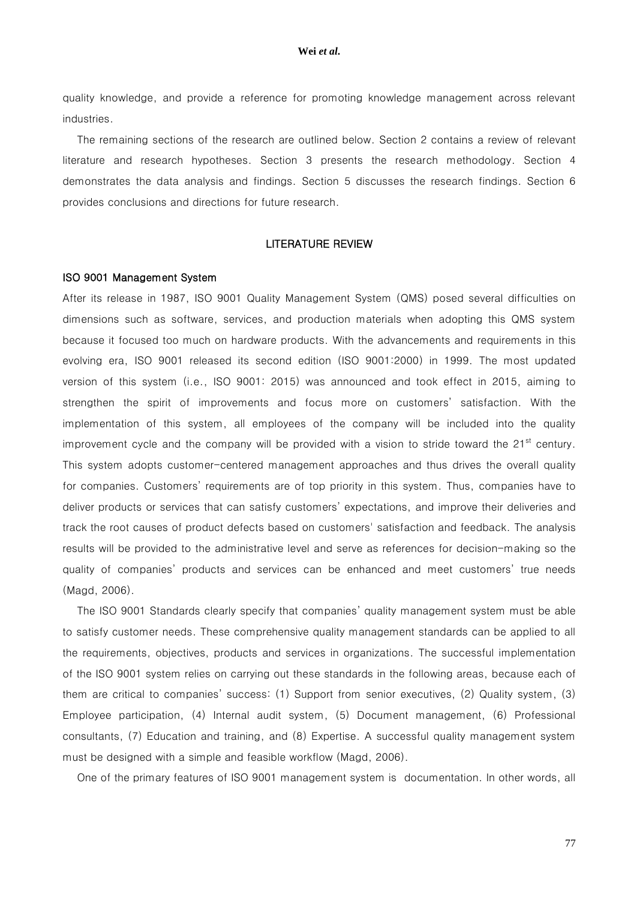quality knowledge, and provide a reference for promoting knowledge management across relevant industries.

The remaining sections of the research are outlined below. Section 2 contains a review of relevant literature and research hypotheses. Section 3 presents the research methodology. Section 4 demonstrates the data analysis and findings. Section 5 discusses the research findings. Section 6 provides conclusions and directions for future research.

## LITERATURE REVIEW

### ISO 9001 Management System

After its release in 1987, ISO 9001 Quality Management System (QMS) posed several difficulties on dimensions such as software, services, and production materials when adopting this QMS system because it focused too much on hardware products. With the advancements and requirements in this evolving era, ISO 9001 released its second edition (ISO 9001:2000) in 1999. The most updated version of this system (i.e., ISO 9001: 2015) was announced and took effect in 2015, aiming to strengthen the spirit of improvements and focus more on customers' satisfaction. With the implementation of this system, all employees of the company will be included into the quality improvement cycle and the company will be provided with a vision to stride toward the 21st century. This system adopts customer-centered management approaches and thus drives the overall quality for companies. Customers' requirements are of top priority in this system. Thus, companies have to deliver products or services that can satisfy customers' expectations, and improve their deliveries and track the root causes of product defects based on customers' satisfaction and feedback. The analysis results will be provided to the administrative level and serve as references for decision-making so the quality of companies' products and services can be enhanced and meet customers' true needs (Magd, 2006).

The ISO 9001 Standards clearly specify that companies' quality management system must be able to satisfy customer needs. These comprehensive quality management standards can be applied to all the requirements, objectives, products and services in organizations. The successful implementation of the ISO 9001 system relies on carrying out these standards in the following areas, because each of them are critical to companies' success: (1) Support from senior executives, (2) Quality system, (3) Employee participation, (4) Internal audit system, (5) Document management, (6) Professional consultants, (7) Education and training, and (8) Expertise. A successful quality management system must be designed with a simple and feasible workflow (Magd, 2006).

One of the primary features of ISO 9001 management system is documentation. In other words, all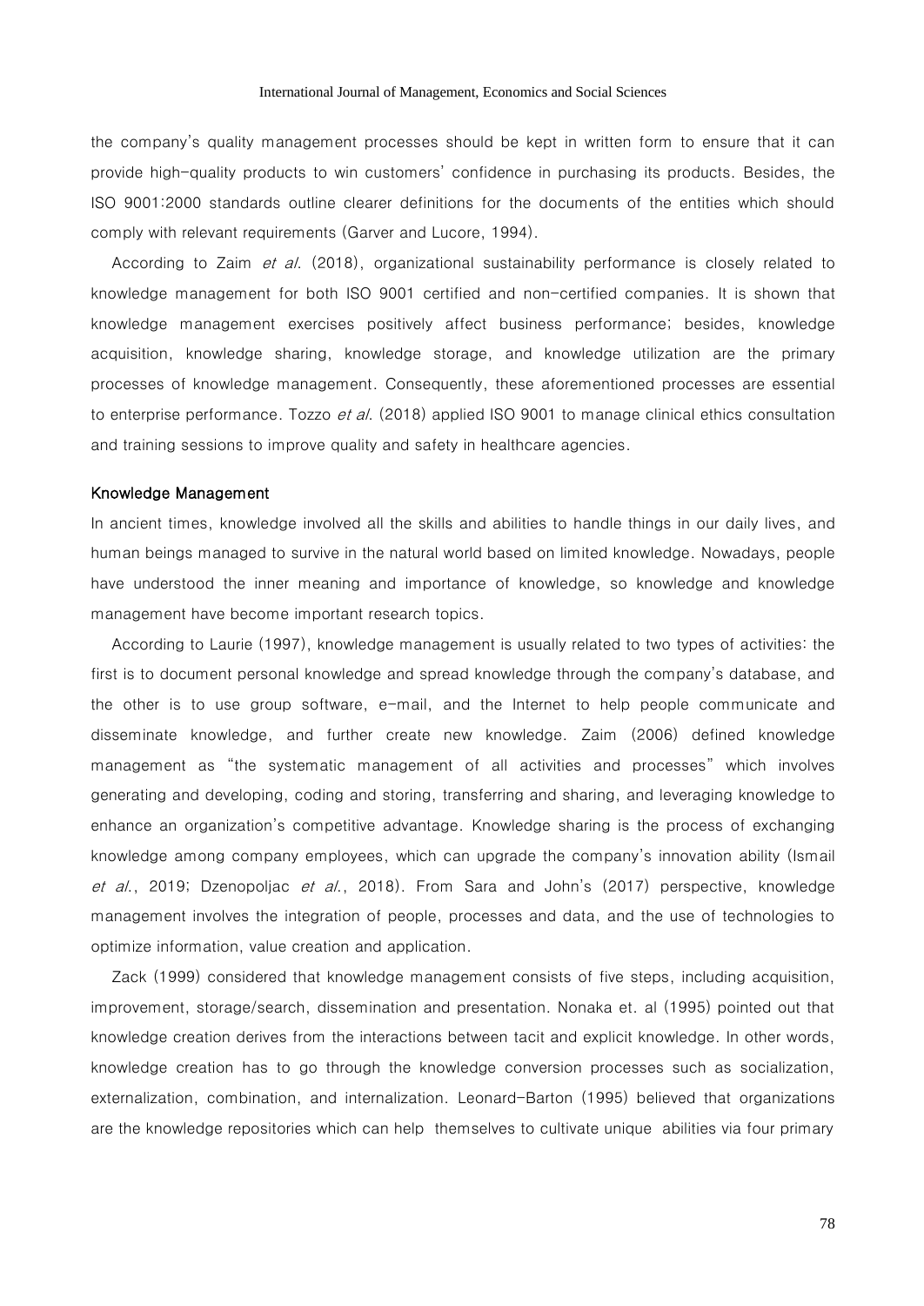the company's quality management processes should be kept in written form to ensure that it can provide high-quality products to win customers' confidence in purchasing its products. Besides, the ISO 9001:2000 standards outline clearer definitions for the documents of the entities which should comply with relevant requirements (Garver and Lucore, 1994).

According to Zaim *et al.* (2018), organizational sustainability performance is closely related to knowledge management for both ISO 9001 certified and non-certified companies. It is shown that knowledge management exercises positively affect business performance; besides, knowledge acquisition, knowledge sharing, knowledge storage, and knowledge utilization are the primary processes of knowledge management. Consequently, these aforementioned processes are essential to enterprise performance. Tozzo *et al.* (2018) applied ISO 9001 to manage clinical ethics consultation and training sessions to improve quality and safety in healthcare agencies.

### Knowledge Management

In ancient times, knowledge involved all the skills and abilities to handle things in our daily lives, and human beings managed to survive in the natural world based on limited knowledge. Nowadays, people have understood the inner meaning and importance of knowledge, so knowledge and knowledge management have become important research topics.

According to Laurie (1997), knowledge management is usually related to two types of activities: the first is to document personal knowledge and spread knowledge through the company's database, and the other is to use group software, e-mail, and the Internet to help people communicate and disseminate knowledge, and further create new knowledge. Zaim (2006) defined knowledge management as "the systematic management of all activities and processes" which involves generating and developing, coding and storing, transferring and sharing, and leveraging knowledge to enhance an organization's competitive advantage. Knowledge sharing is the process of exchanging knowledge among company employees, which can upgrade the company's innovation ability (Ismail *et al.*, 2019; Dzenopoljac *et al.*, 2018). From Sara and John's (2017) perspective, knowledge management involves the integration of people, processes and data, and the use of technologies to optimize information, value creation and application.

Zack (1999) considered that knowledge management consists of five steps, including acquisition, improvement, storage/search, dissemination and presentation. Nonaka et. al (1995) pointed out that knowledge creation derives from the interactions between tacit and explicit knowledge. In other words, knowledge creation has to go through the knowledge conversion processes such as socialization, externalization, combination, and internalization. Leonard-Barton (1995) believed that organizations are the knowledge repositories which can help themselves to cultivate unique abilities via four primary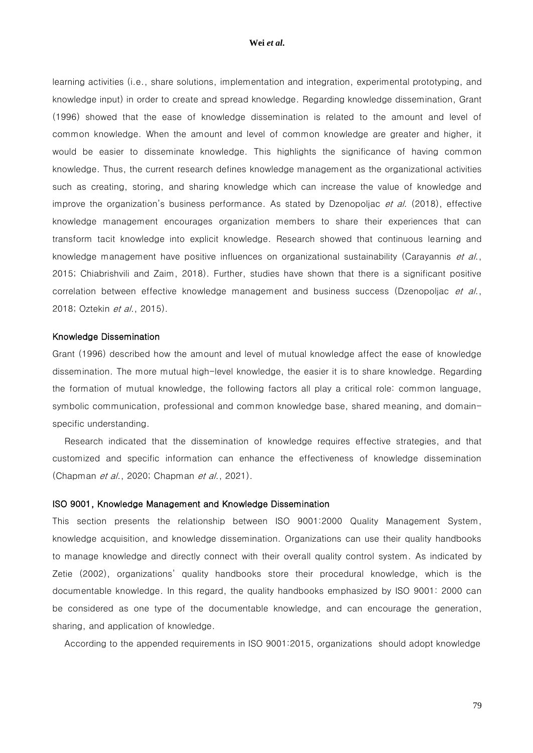learning activities (i.e., share solutions, implementation and integration, experimental prototyping, and knowledge input) in order to create and spread knowledge. Regarding knowledge dissemination, Grant (1996) showed that the ease of knowledge dissemination is related to the amount and level of common knowledge. When the amount and level of common knowledge are greater and higher, it would be easier to disseminate knowledge. This highlights the significance of having common knowledge. Thus, the current research defines knowledge management as the organizational activities such as creating, storing, and sharing knowledge which can increase the value of knowledge and improve the organization's business performance. As stated by Dzenopoljac *et al*. (2018), effective knowledge management encourages organization members to share their experiences that can transform tacit knowledge into explicit knowledge. Research showed that continuous learning and knowledge management have positive influences on organizational sustainability (Carayannis *et al*., 2015; Chiabrishvili and Zaim, 2018). Further, studies have shown that there is a significant positive correlation between effective knowledge management and business success (Dzenopoljac *et al*., 2018; Oztekin *et al*., 2015).

### Knowledge Dissemination

Grant (1996) described how the amount and level of mutual knowledge affect the ease of knowledge dissemination. The more mutual high-level knowledge, the easier it is to share knowledge. Regarding the formation of mutual knowledge, the following factors all play a critical role: common language, symbolic communication, professional and common knowledge base, shared meaning, and domain-specific understanding.

Research indicated that the dissemination of knowledge requires effective strategies, and that customized and specific information can enhance the effectiveness of knowledge dissemination (Chapman *et al*., 2020; Chapman *et al*., 2021).

### ISO 9001, Knowledge Management and Knowledge Dissemination

This section presents the relationship between ISO 9001:2000 Quality Management System, knowledge acquisition, and knowledge dissemination. Organizations can use their quality handbooks to manage knowledge and directly connect with their overall quality control system. As indicated by Zetie (2002), organizations' quality handbooks store their procedural knowledge, which is the documentable knowledge. In this regard, the quality handbooks emphasized by ISO 9001: 2000 can be considered as one type of the documentable knowledge, and can encourage the generation, sharing, and application of knowledge.

According to the appended requirements in ISO 9001:2015, organizations should adopt knowledge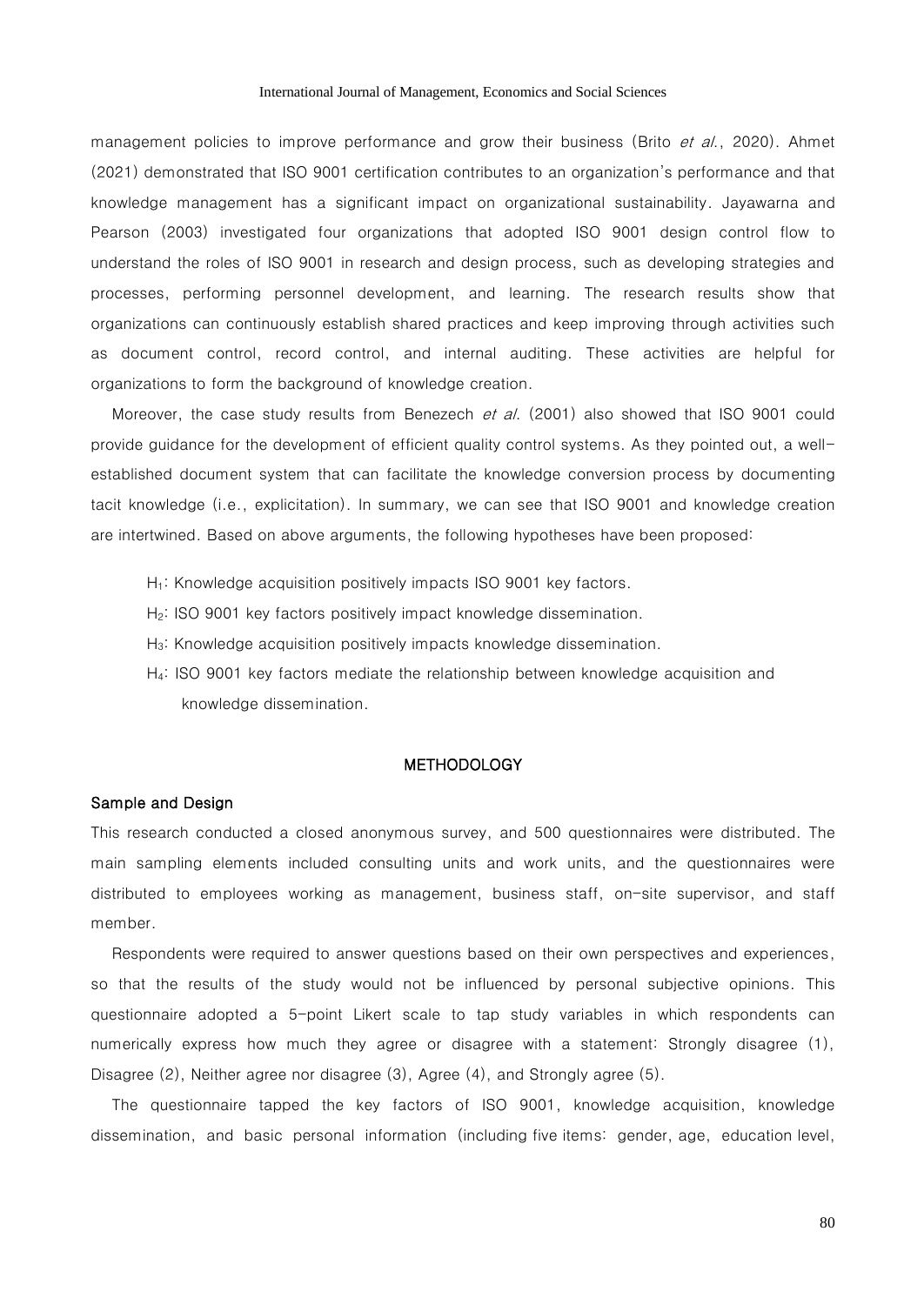management policies to improve performance and grow their business (Brito *et al.*, 2020). Ahmet (2021) demonstrated that ISO 9001 certification contributes to an organization's performance and that knowledge management has a significant impact on organizational sustainability. Jayawarna and Pearson (2003) investigated four organizations that adopted ISO 9001 design control flow to understand the roles of ISO 9001 in research and design process, such as developing strategies and processes, performing personnel development, and learning. The research results show that organizations can continuously establish shared practices and keep improving through activities such as document control, record control, and internal auditing. These activities are helpful for organizations to form the background of knowledge creation.

Moreover, the case study results from Benezech *et al.* (2001) also showed that ISO 9001 could provide guidance for the development of efficient quality control systems. As they pointed out, a well-established document system that can facilitate the knowledge conversion process by documenting tacit knowledge (i.e., explicitation). In summary, we can see that ISO 9001 and knowledge creation are intertwined. Based on above arguments, the following hypotheses have been proposed:

- $H_1$: Knowledge acquisition positively impacts ISO 9001 key factors.
- $H_2$: ISO 9001 key factors positively impact knowledge dissemination.
- $H_3$: Knowledge acquisition positively impacts knowledge dissemination.
- $H_4$: ISO 9001 key factors mediate the relationship between knowledge acquisition and knowledge dissemination.

## METHODOLOGY

### Sample and Design

This research conducted a closed anonymous survey, and 500 questionnaires were distributed. The main sampling elements included consulting units and work units, and the questionnaires were distributed to employees working as management, business staff, on-site supervisor, and staff member.

Respondents were required to answer questions based on their own perspectives and experiences, so that the results of the study would not be influenced by personal subjective opinions. This questionnaire adopted a 5-point Likert scale to tap study variables in which respondents can numerically express how much they agree or disagree with a statement: Strongly disagree (1), Disagree (2), Neither agree nor disagree (3), Agree (4), and Strongly agree (5).

The questionnaire tapped the key factors of ISO 9001, knowledge acquisition, knowledge dissemination, and basic personal information (including five items: gender, age, education level,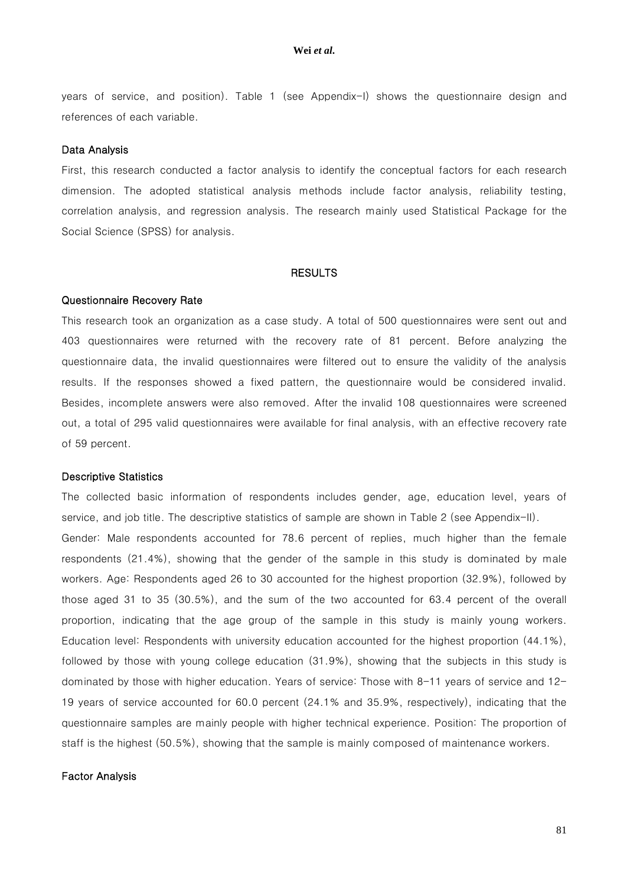years of service, and position). Table 1 (see Appendix-I) shows the questionnaire design and references of each variable.

### Data Analysis

First, this research conducted a factor analysis to identify the conceptual factors for each research dimension. The adopted statistical analysis methods include factor analysis, reliability testing, correlation analysis, and regression analysis. The research mainly used Statistical Package for the Social Science (SPSS) for analysis.

## RESULTS

### Questionnaire Recovery Rate

This research took an organization as a case study. A total of 500 questionnaires were sent out and 403 questionnaires were returned with the recovery rate of 81 percent. Before analyzing the questionnaire data, the invalid questionnaires were filtered out to ensure the validity of the analysis results. If the responses showed a fixed pattern, the questionnaire would be considered invalid. Besides, incomplete answers were also removed. After the invalid 108 questionnaires were screened out, a total of 295 valid questionnaires were available for final analysis, with an effective recovery rate of 59 percent.

### Descriptive Statistics

The collected basic information of respondents includes gender, age, education level, years of service, and job title. The descriptive statistics of sample are shown in Table 2 (see Appendix-II).

Gender: Male respondents accounted for 78.6 percent of replies, much higher than the female respondents (21.4%), showing that the gender of the sample in this study is dominated by male workers. Age: Respondents aged 26 to 30 accounted for the highest proportion (32.9%), followed by those aged 31 to 35 (30.5%), and the sum of the two accounted for 63.4 percent of the overall proportion, indicating that the age group of the sample in this study is mainly young workers. Education level: Respondents with university education accounted for the highest proportion (44.1%), followed by those with young college education (31.9%), showing that the subjects in this study is dominated by those with higher education. Years of service: Those with 8-11 years of service and 12-19 years of service accounted for 60.0 percent (24.1% and 35.9%, respectively), indicating that the questionnaire samples are mainly people with higher technical experience. Position: The proportion of staff is the highest (50.5%), showing that the sample is mainly composed of maintenance workers.

### Factor Analysis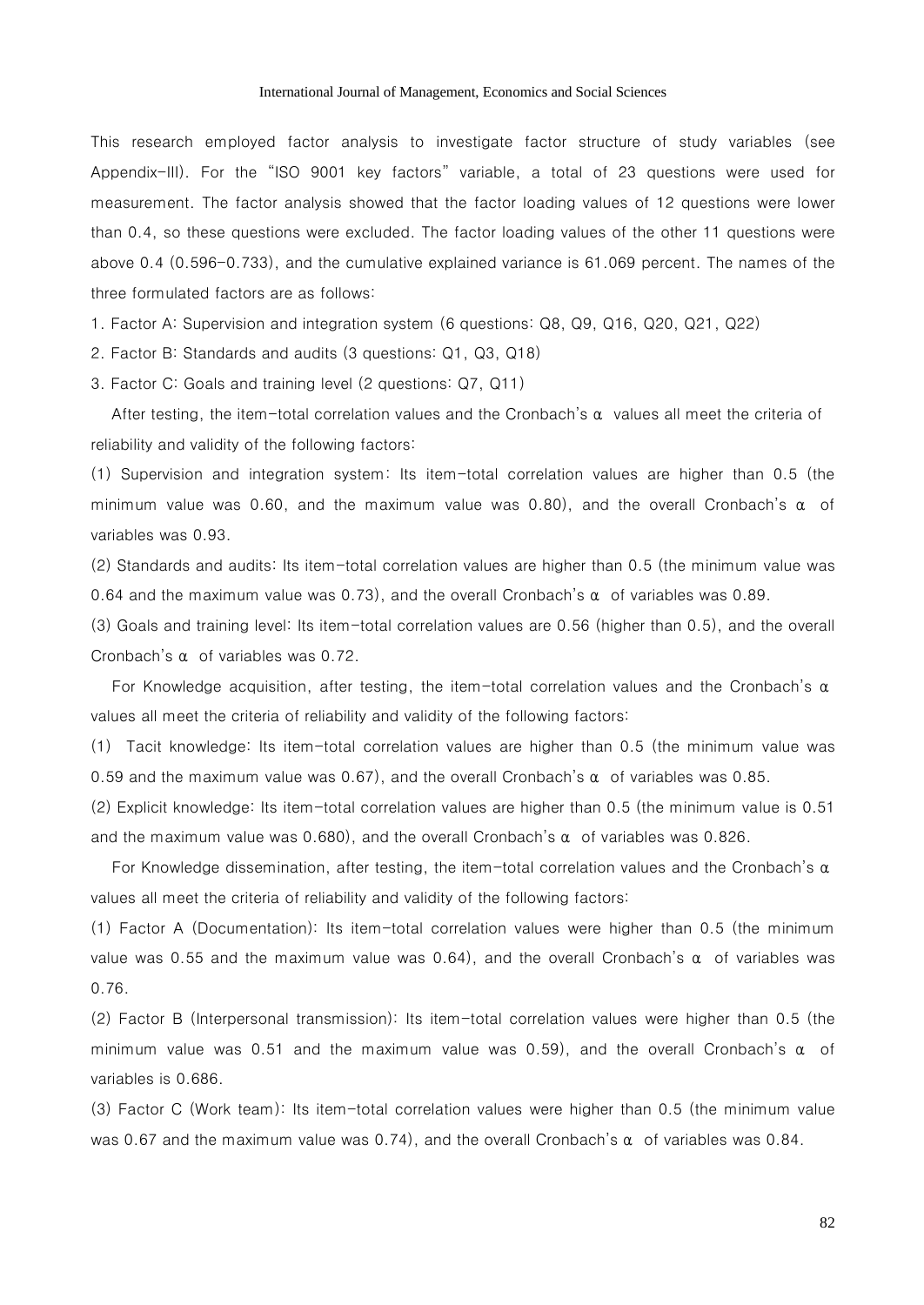This research employed factor analysis to investigate factor structure of study variables (see Appendix-III). For the "ISO 9001 key factors" variable, a total of 23 questions were used for measurement. The factor analysis showed that the factor loading values of 12 questions were lower than 0.4, so these questions were excluded. The factor loading values of the other 11 questions were above 0.4 (0.596-0.733), and the cumulative explained variance is 61.069 percent. The names of the three formulated factors are as follows:

1. Factor A: Supervision and integration system (6 questions: Q8, Q9, Q16, Q20, Q21, Q22)
2. Factor B: Standards and audits (3 questions: Q1, Q3, Q18)
3. Factor C: Goals and training level (2 questions: Q7, Q11)

After testing, the item-total correlation values and the Cronbach's α values all meet the criteria of reliability and validity of the following factors:

(1) Supervision and integration system: Its item-total correlation values are higher than 0.5 (the minimum value was 0.60, and the maximum value was 0.80), and the overall Cronbach's α of variables was 0.93.

(2) Standards and audits: Its item-total correlation values are higher than 0.5 (the minimum value was 0.64 and the maximum value was 0.73), and the overall Cronbach's α of variables was 0.89.

(3) Goals and training level: Its item-total correlation values are 0.56 (higher than 0.5), and the overall Cronbach's α of variables was 0.72.

For Knowledge acquisition, after testing, the item-total correlation values and the Cronbach's α values all meet the criteria of reliability and validity of the following factors:

(1) Tacit knowledge: Its item-total correlation values are higher than 0.5 (the minimum value was 0.59 and the maximum value was 0.67), and the overall Cronbach's α of variables was 0.85.

(2) Explicit knowledge: Its item-total correlation values are higher than 0.5 (the minimum value is 0.51 and the maximum value was 0.680), and the overall Cronbach's α of variables was 0.826.

For Knowledge dissemination, after testing, the item-total correlation values and the Cronbach's α values all meet the criteria of reliability and validity of the following factors:

(1) Factor A (Documentation): Its item-total correlation values were higher than 0.5 (the minimum value was 0.55 and the maximum value was 0.64), and the overall Cronbach's α of variables was 0.76.

(2) Factor B (Interpersonal transmission): Its item-total correlation values were higher than 0.5 (the minimum value was 0.51 and the maximum value was 0.59), and the overall Cronbach's α of variables is 0.686.

(3) Factor C (Work team): Its item-total correlation values were higher than 0.5 (the minimum value was 0.67 and the maximum value was 0.74), and the overall Cronbach's α of variables was 0.84.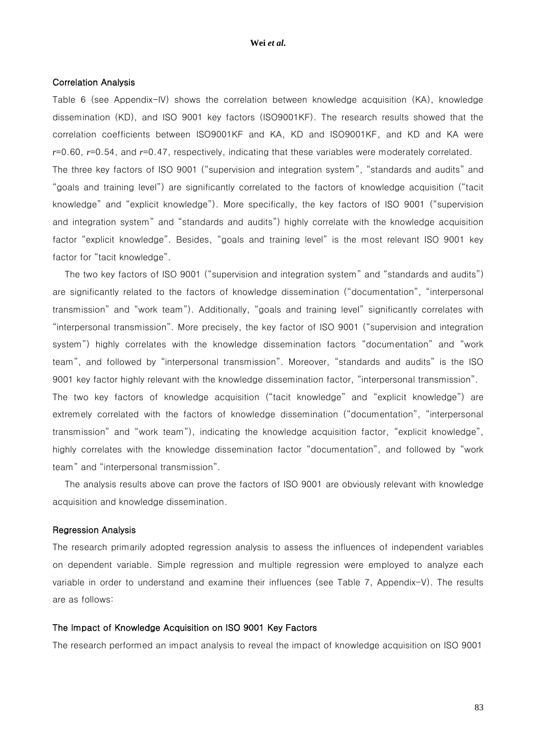### Correlation Analysis

Table 6 (see Appendix-IV) shows the correlation between knowledge acquisition (KA), knowledge dissemination (KD), and ISO 9001 key factors (ISO9001KF). The research results showed that the correlation coefficients between ISO9001KF and KA, KD and ISO9001KF, and KD and KA were $r$=0.60, $r$=0.54, and $r$=0.47, respectively, indicating that these variables were moderately correlated.

The three key factors of ISO 9001 ("supervision and integration system", "standards and audits" and "goals and training level") are significantly correlated to the factors of knowledge acquisition ("tacit knowledge" and "explicit knowledge"). More specifically, the key factors of ISO 9001 ("supervision and integration system" and "standards and audits") highly correlate with the knowledge acquisition factor "explicit knowledge". Besides, "goals and training level" is the most relevant ISO 9001 key factor for "tacit knowledge".

The two key factors of ISO 9001 ("supervision and integration system" and "standards and audits") are significantly related to the factors of knowledge dissemination ("documentation", "interpersonal transmission" and "work team"). Additionally, "goals and training level" significantly correlates with "interpersonal transmission". More precisely, the key factor of ISO 9001 ("supervision and integration system") highly correlates with the knowledge dissemination factors "documentation" and "work team", and followed by "interpersonal transmission". Moreover, "standards and audits" is the ISO 9001 key factor highly relevant with the knowledge dissemination factor, "interpersonal transmission".

The two key factors of knowledge acquisition ("tacit knowledge" and "explicit knowledge") are extremely correlated with the factors of knowledge dissemination ("documentation", "interpersonal transmission" and "work team"), indicating the knowledge acquisition factor, "explicit knowledge", highly correlates with the knowledge dissemination factor "documentation", and followed by "work team" and "interpersonal transmission".

The analysis results above can prove the factors of ISO 9001 are obviously relevant with knowledge acquisition and knowledge dissemination.

### Regression Analysis

The research primarily adopted regression analysis to assess the influences of independent variables on dependent variable. Simple regression and multiple regression were employed to analyze each variable in order to understand and examine their influences (see Table 7, Appendix-V). The results are as follows:

#### The Impact of Knowledge Acquisition on ISO 9001 Key Factors

The research performed an impact analysis to reveal the impact of knowledge acquisition on ISO 9001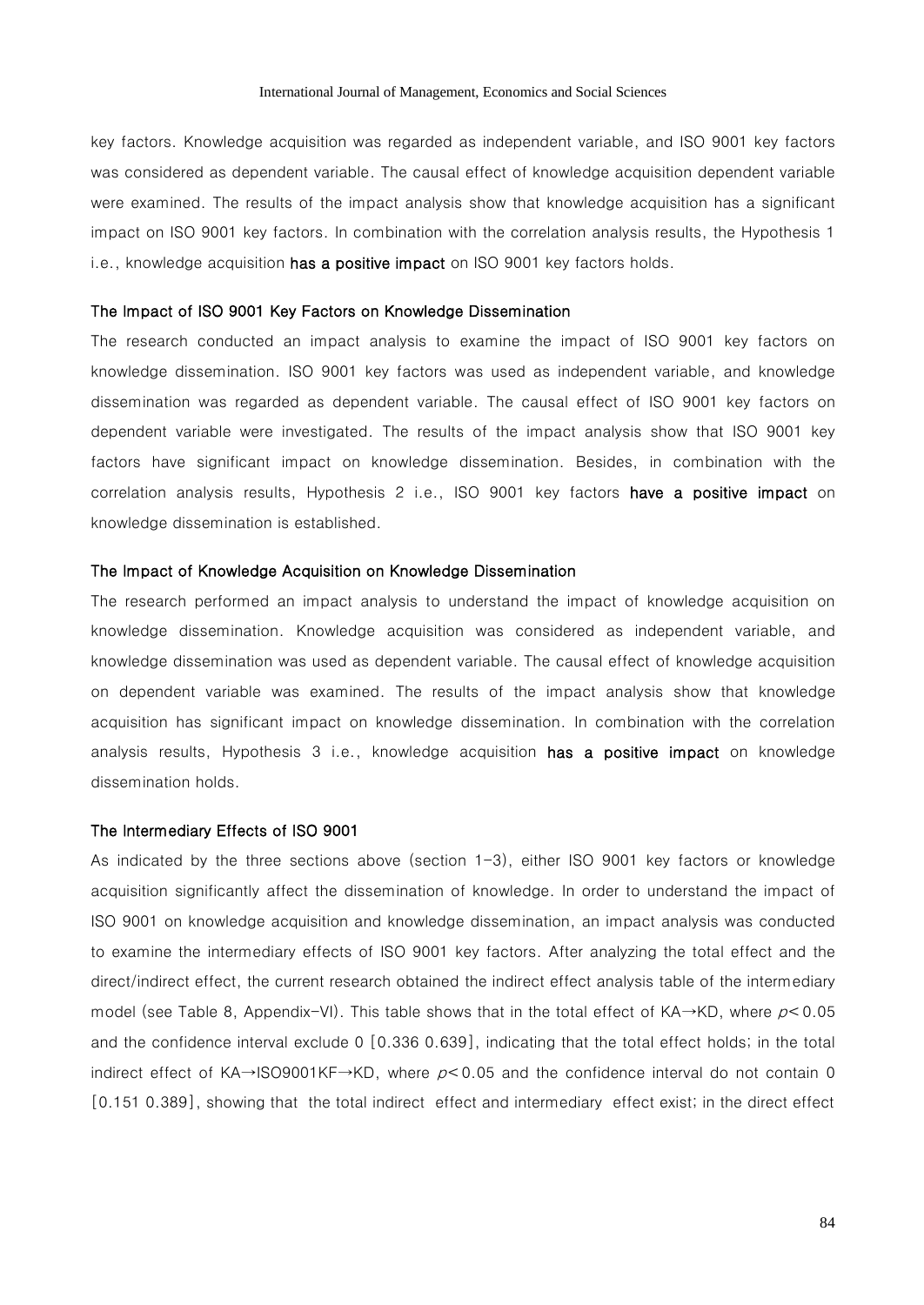key factors. Knowledge acquisition was regarded as independent variable, and ISO 9001 key factors was considered as dependent variable. The causal effect of knowledge acquisition dependent variable were examined. The results of the impact analysis show that knowledge acquisition has a significant impact on ISO 9001 key factors. In combination with the correlation analysis results, the Hypothesis 1 i.e., knowledge acquisition **has a positive impact** on ISO 9001 key factors holds.

### The Impact of ISO 9001 Key Factors on Knowledge Dissemination

The research conducted an impact analysis to examine the impact of ISO 9001 key factors on knowledge dissemination. ISO 9001 key factors was used as independent variable, and knowledge dissemination was regarded as dependent variable. The causal effect of ISO 9001 key factors on dependent variable were investigated. The results of the impact analysis show that ISO 9001 key factors have significant impact on knowledge dissemination. Besides, in combination with the correlation analysis results, Hypothesis 2 i.e., ISO 9001 key factors **have a positive impact** on knowledge dissemination is established.

### The Impact of Knowledge Acquisition on Knowledge Dissemination

The research performed an impact analysis to understand the impact of knowledge acquisition on knowledge dissemination. Knowledge acquisition was considered as independent variable, and knowledge dissemination was used as dependent variable. The causal effect of knowledge acquisition on dependent variable was examined. The results of the impact analysis show that knowledge acquisition has significant impact on knowledge dissemination. In combination with the correlation analysis results, Hypothesis 3 i.e., knowledge acquisition **has a positive impact** on knowledge dissemination holds.

### The Intermediary Effects of ISO 9001

As indicated by the three sections above (section 1-3), either ISO 9001 key factors or knowledge acquisition significantly affect the dissemination of knowledge. In order to understand the impact of ISO 9001 on knowledge acquisition and knowledge dissemination, an impact analysis was conducted to examine the intermediary effects of ISO 9001 key factors. After analyzing the total effect and the direct/indirect effect, the current research obtained the indirect effect analysis table of the intermediary model (see Table 8, Appendix-VI). This table shows that in the total effect of KA→KD, where $p < 0.05$ and the confidence interval exclude 0 [0.336 0.639], indicating that the total effect holds; in the total indirect effect of KA→ISO9001KF→KD, where $p < 0.05$ and the confidence interval do not contain 0 [0.151 0.389], showing that the total indirect effect and intermediary effect exist; in the direct effect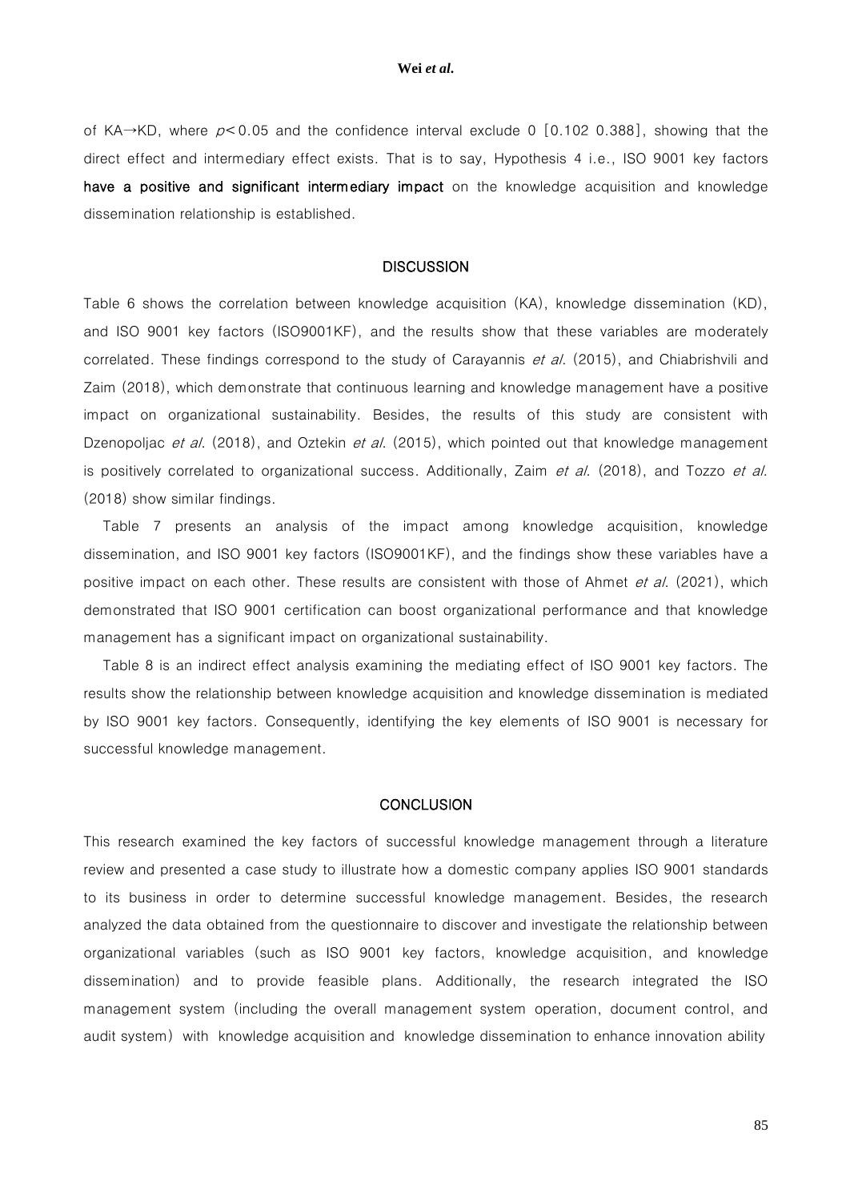of KA→KD, where $p < 0.05$ and the confidence interval exclude 0 [0.102 0.388], showing that the direct effect and intermediary effect exists. That is to say, Hypothesis 4 i.e., ISO 9001 key factors **have a positive and significant intermediary impact** on the knowledge acquisition and knowledge dissemination relationship is established.

## DISCUSSION

Table 6 shows the correlation between knowledge acquisition (KA), knowledge dissemination (KD), and ISO 9001 key factors (ISO9001KF), and the results show that these variables are moderately correlated. These findings correspond to the study of Carayannis *et al*. (2015), and Chiabrishvili and Zaim (2018), which demonstrate that continuous learning and knowledge management have a positive impact on organizational sustainability. Besides, the results of this study are consistent with Dzenopoljac *et al*. (2018), and Oztekin *et al*. (2015), which pointed out that knowledge management is positively correlated to organizational success. Additionally, Zaim *et al*. (2018), and Tozzo *et al*. (2018) show similar findings.

Table 7 presents an analysis of the impact among knowledge acquisition, knowledge dissemination, and ISO 9001 key factors (ISO9001KF), and the findings show these variables have a positive impact on each other. These results are consistent with those of Ahmet *et al*. (2021), which demonstrated that ISO 9001 certification can boost organizational performance and that knowledge management has a significant impact on organizational sustainability.

Table 8 is an indirect effect analysis examining the mediating effect of ISO 9001 key factors. The results show the relationship between knowledge acquisition and knowledge dissemination is mediated by ISO 9001 key factors. Consequently, identifying the key elements of ISO 9001 is necessary for successful knowledge management.

## CONCLUSION

This research examined the key factors of successful knowledge management through a literature review and presented a case study to illustrate how a domestic company applies ISO 9001 standards to its business in order to determine successful knowledge management. Besides, the research analyzed the data obtained from the questionnaire to discover and investigate the relationship between organizational variables (such as ISO 9001 key factors, knowledge acquisition, and knowledge dissemination) and to provide feasible plans. Additionally, the research integrated the ISO management system (including the overall management system operation, document control, and audit system) with knowledge acquisition and knowledge dissemination to enhance innovation ability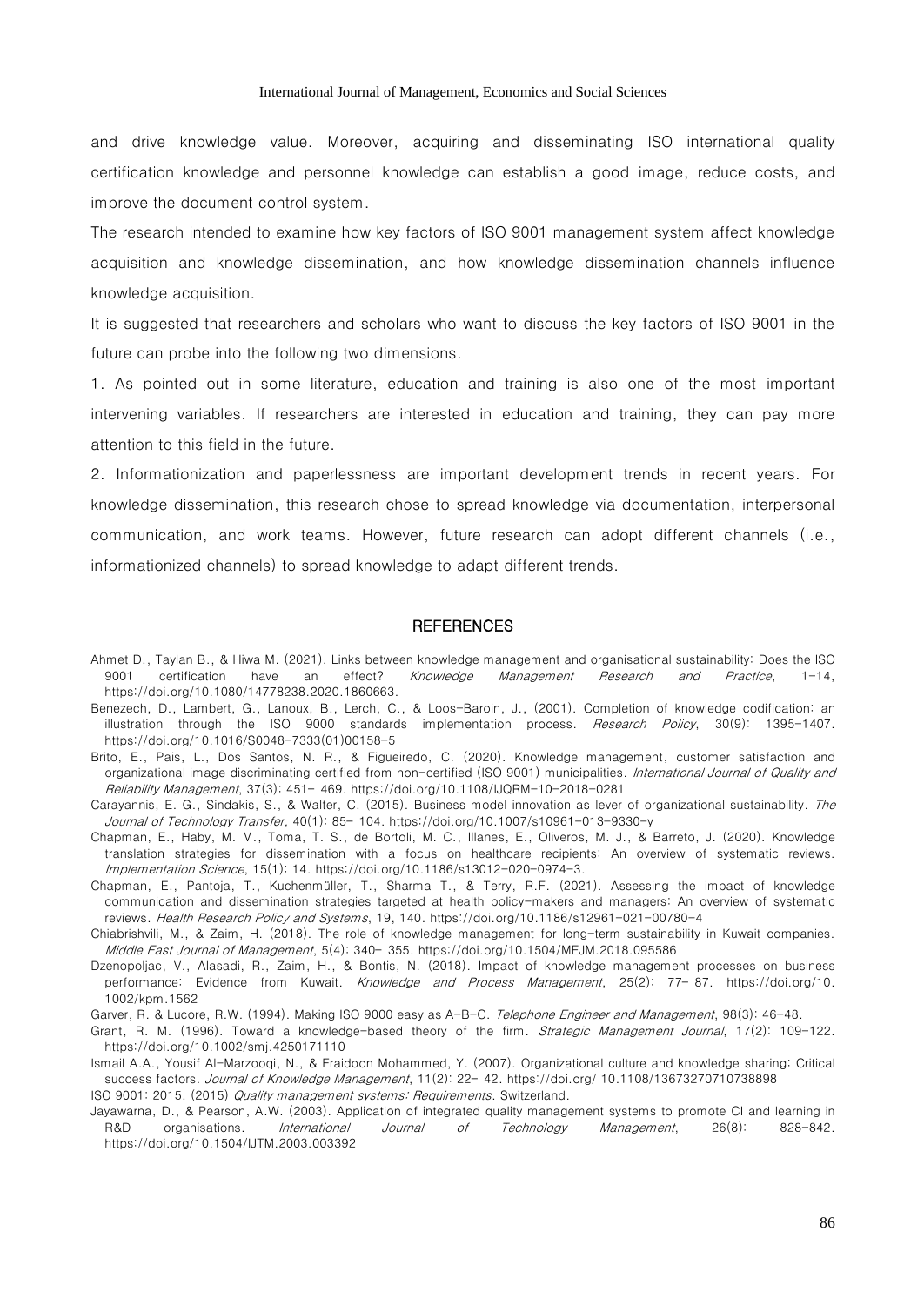and drive knowledge value. Moreover, acquiring and disseminating ISO international quality certification knowledge and personnel knowledge can establish a good image, reduce costs, and improve the document control system.

The research intended to examine how key factors of ISO 9001 management system affect knowledge acquisition and knowledge dissemination, and how knowledge dissemination channels influence knowledge acquisition.

It is suggested that researchers and scholars who want to discuss the key factors of ISO 9001 in the future can probe into the following two dimensions.

1. As pointed out in some literature, education and training is also one of the most important intervening variables. If researchers are interested in education and training, they can pay more attention to this field in the future.

2. Informationization and paperlessness are important development trends in recent years. For knowledge dissemination, this research chose to spread knowledge via documentation, interpersonal communication, and work teams. However, future research can adopt different channels (i.e., informationized channels) to spread knowledge to adapt different trends.

## REFERENCES

Ahmet D., Taylan B., & Hiwa M. (2021). Links between knowledge management and organisational sustainability: Does the ISO 9001 certification have an effect? *Knowledge Management Research and Practice*, 1-14, https://doi.org/10.1080/14778238.2020.1860663.

Benezech, D., Lambert, G., Lanoux, B., Lerch, C., & Loos-Baroin, J., (2001). Completion of knowledge codification: an illustration through the ISO 9000 standards implementation process. *Research Policy*, 30(9): 1395-1407. https://doi.org/10.1016/S0048-7333(01)00158-5

Brito, E., Pais, L., Dos Santos, N. R., & Figueiredo, C. (2020). Knowledge management, customer satisfaction and organizational image discriminating certified from non-certified (ISO 9001) municipalities. *International Journal of Quality and Reliability Management*, 37(3): 451- 469. https://doi.org/10.1108/IJQRM-10-2018-0281

Carayannis, E. G., Sindakis, S., & Walter, C. (2015). Business model innovation as lever of organizational sustainability. *The Journal of Technology Transfer,* 40(1): 85- 104. https://doi.org/10.1007/s10961-013-9330-y

Chapman, E., Haby, M. M., Toma, T. S., de Bortoli, M. C., Illanes, E., Oliveros, M. J., & Barreto, J. (2020). Knowledge translation strategies for dissemination with a focus on healthcare recipients: An overview of systematic reviews. *Implementation Science*, 15(1): 14. https://doi.org/10.1186/s13012-020-0974-3.

Chapman, E., Pantoja, T., Kuchenmüller, T., Sharma T., & Terry, R.F. (2021). Assessing the impact of knowledge communication and dissemination strategies targeted at health policy-makers and managers: An overview of systematic reviews. *Health Research Policy and Systems*, 19, 140. https://doi.org/10.1186/s12961-021-00780-4

Chiabrishvili, M., & Zaim, H. (2018). The role of knowledge management for long-term sustainability in Kuwait companies. *Middle East Journal of Management*, 5(4): 340- 355. https://doi.org/10.1504/MEJM.2018.095586

Dzenopoljac, V., Alasadi, R., Zaim, H., & Bontis, N. (2018). Impact of knowledge management processes on business performance: Evidence from Kuwait. *Knowledge and Process Management*, 25(2): 77- 87. https://doi.org/10. 1002/kpm.1562

Garver, R. & Lucore, R.W. (1994). Making ISO 9000 easy as A-B-C. *Telephone Engineer and Management*, 98(3): 46-48.

Grant, R. M. (1996). Toward a knowledge-based theory of the firm. *Strategic Management Journal*, 17(2): 109-122. https://doi.org/10.1002/smj.4250171110

Ismail A.A., Yousif Al-Marzooqi, N., & Fraidoon Mohammed, Y. (2007). Organizational culture and knowledge sharing: Critical success factors. *Journal of Knowledge Management*, 11(2): 22- 42. https://doi.org/ 10.1108/13673270710738898

ISO 9001: 2015. (2015) *Quality management systems: Requirements*. Switzerland.

Jayawarna, D., & Pearson, A.W. (2003). Application of integrated quality management systems to promote CI and learning in R&D organisations. *International Journal of Technology Management*, 26(8): 828-842. https://doi.org/10.1504/IJTM.2003.003392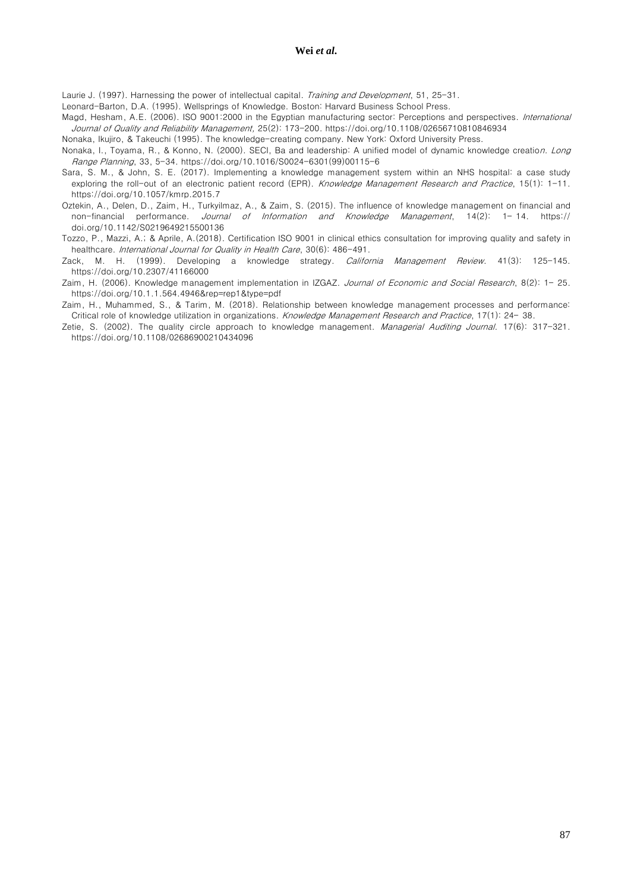Laurie J. (1997). Harnessing the power of intellectual capital. *Training and Development*, 51, 25-31.

Leonard-Barton, D.A. (1995). Wellsprings of Knowledge. Boston: Harvard Business School Press.

Magd, Hesham, A.E. (2006). ISO 9001:2000 in the Egyptian manufacturing sector: Perceptions and perspectives. *International Journal of Quality and Reliability Management,* 25(2): 173-200. https://doi.org/10.1108/02656710810846934

Nonaka, Ikujiro, & Takeuchi (1995). The knowledge-creating company. New York: Oxford University Press.

Nonaka, I., Toyama, R., & Konno, N. (2000). SECI, Ba and leadership: A unified model of dynamic knowledge creatio*n. Long Range Planning*, 33, 5-34. https://doi.org/10.1016/S0024-6301(99)00115-6

Sara, S. M., & John, S. E. (2017). Implementing a knowledge management system within an NHS hospital: a case study exploring the roll-out of an electronic patient record (EPR). *Knowledge Management Research and Practice*, 15(1): 1-11. https://doi.org/10.1057/kmrp.2015.7

Oztekin, A., Delen, D., Zaim, H., Turkyilmaz, A., & Zaim, S. (2015). The influence of knowledge management on financial and non-financial performance. *Journal of Information and Knowledge Management*, 14(2): 1- 14. https://doi.org/10.1142/S0219649215500136

Tozzo, P., Mazzi, A.; & Aprile, A.(2018). Certification ISO 9001 in clinical ethics consultation for improving quality and safety in healthcare. *International Journal for Quality in Health Care*, 30(6): 486-491.

Zack, M. H. (1999). Developing a knowledge strategy. *California Management Review*. 41(3): 125-145. https://doi.org/10.2307/41166000

Zaim, H. (2006). Knowledge management implementation in IZGAZ. *Journal of Economic and Social Research*, 8(2): 1- 25. https://doi.org/10.1.1.564.4946&rep=rep1&type=pdf

Zaim, H., Muhammed, S., & Tarim, M. (2018). Relationship between knowledge management processes and performance: Critical role of knowledge utilization in organizations. *Knowledge Management Research and Practice*, 17(1): 24- 38.

Zetie, S. (2002). The quality circle approach to knowledge management. *Managerial Auditing Journal*. 17(6): 317-321. https://doi.org/10.1108/02686900210434096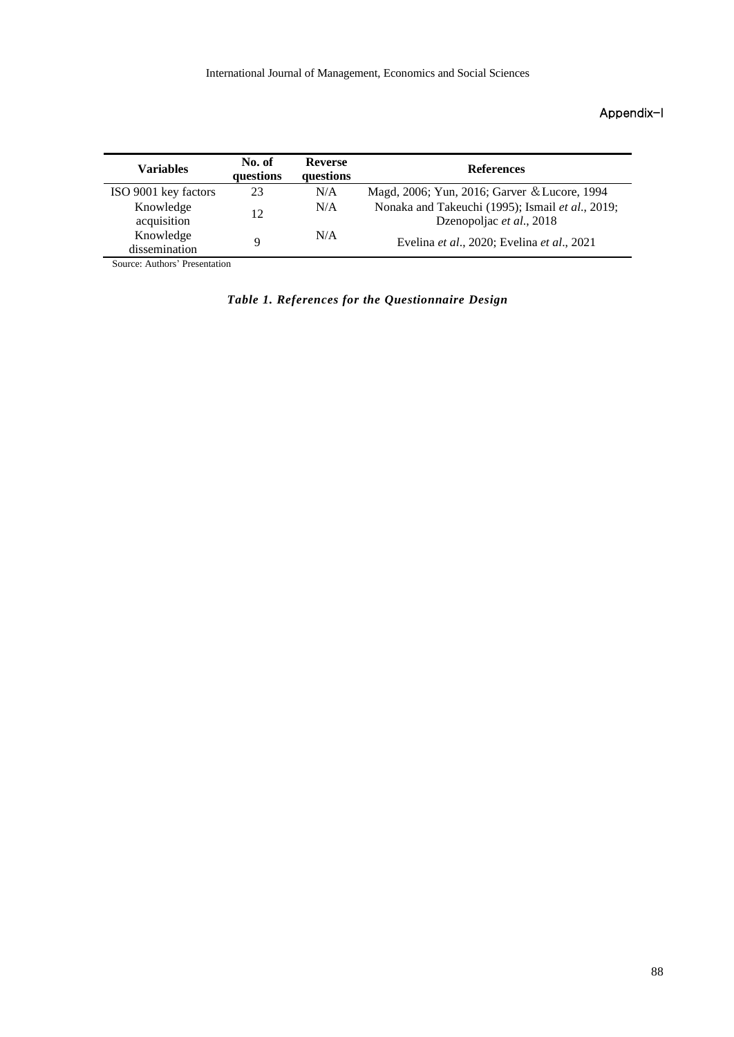Appendix-I

| Variables | No. of questions | Reverse questions | References |
|---|---|---|---|
| ISO 9001 key factors | 23 | N/A | Magd, 2006; Yun, 2016; Garver ＆Lucore, 1994 |
| Knowledge acquisition | 12 | N/A | Nonaka and Takeuchi (1995); Ismail *et al*., 2019; Dzenopoljac *et al*., 2018 |
| Knowledge dissemination | 9 | N/A | Evelina *et al*., 2020; Evelina *et al*., 2021 |

Source: Authors' Presentation

***Table 1. References for the Questionnaire Design***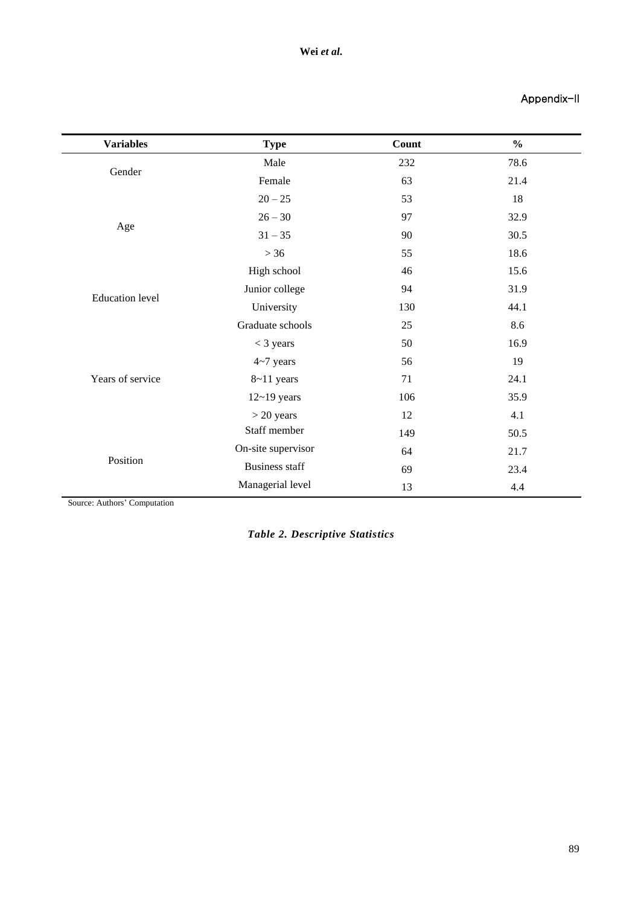Appendix-II

| Variables | Type | Count | % |
|---|---|---|---|
| Gender | Male | 232 | 78.6 |
| | Female | 63 | 21.4 |
| Age | 20 – 25 | 53 | 18 |
| | 26 – 30 | 97 | 32.9 |
| | 31 – 35 | 90 | 30.5 |
| | > 36 | 55 | 18.6 |
| Education level | High school | 46 | 15.6 |
| | Junior college | 94 | 31.9 |
| | University | 130 | 44.1 |
| | Graduate schools | 25 | 8.6 |
| Years of service | < 3 years | 50 | 16.9 |
| | 4~7 years | 56 | 19 |
| | 8~11 years | 71 | 24.1 |
| | 12~19 years | 106 | 35.9 |
| | > 20 years | 12 | 4.1 |
| Position | Staff member | 149 | 50.5 |
| | On-site supervisor | 64 | 21.7 |
| | Business staff | 69 | 23.4 |
| | Managerial level | 13 | 4.4 |

Source: Authors' Computation

***Table 2. Descriptive Statistics***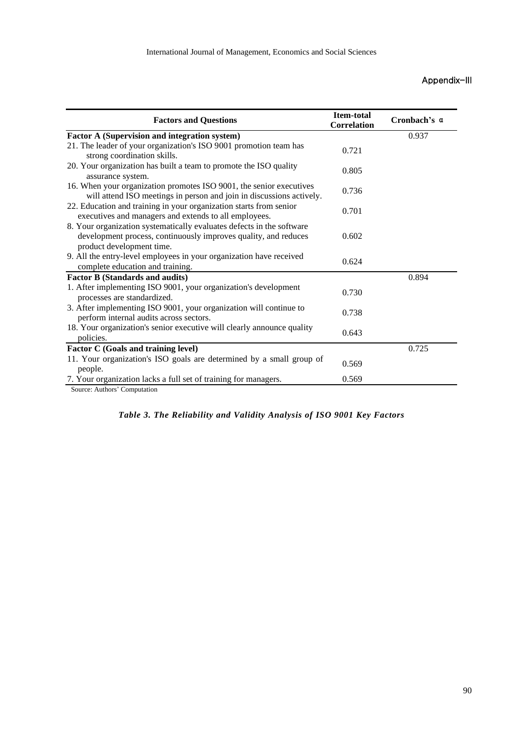Appendix-III

| Factors and Questions | Item-total Correlation | Cronbach's α |
|---|---|---|
| **Factor A (Supervision and integration system)** | | 0.937 |
| 21. The leader of your organization's ISO 9001 promotion team has strong coordination skills. | 0.721 | |
| 20. Your organization has built a team to promote the ISO quality assurance system. | 0.805 | |
| 16. When your organization promotes ISO 9001, the senior executives will attend ISO meetings in person and join in discussions actively. | 0.736 | |
| 22. Education and training in your organization starts from senior executives and managers and extends to all employees. | 0.701 | |
| 8. Your organization systematically evaluates defects in the software development process, continuously improves quality, and reduces product development time. | 0.602 | |
| 9. All the entry-level employees in your organization have received complete education and training. | 0.624 | |
| **Factor B (Standards and audits)** | | 0.894 |
| 1. After implementing ISO 9001, your organization's development processes are standardized. | 0.730 | |
| 3. After implementing ISO 9001, your organization will continue to perform internal audits across sectors. | 0.738 | |
| 18. Your organization's senior executive will clearly announce quality policies. | 0.643 | |
| **Factor C (Goals and training level)** | | 0.725 |
| 11. Your organization's ISO goals are determined by a small group of people. | 0.569 | |
| 7. Your organization lacks a full set of training for managers. | 0.569 | |

Source: Authors' Computation

***Table 3. The Reliability and Validity Analysis of ISO 9001 Key Factors***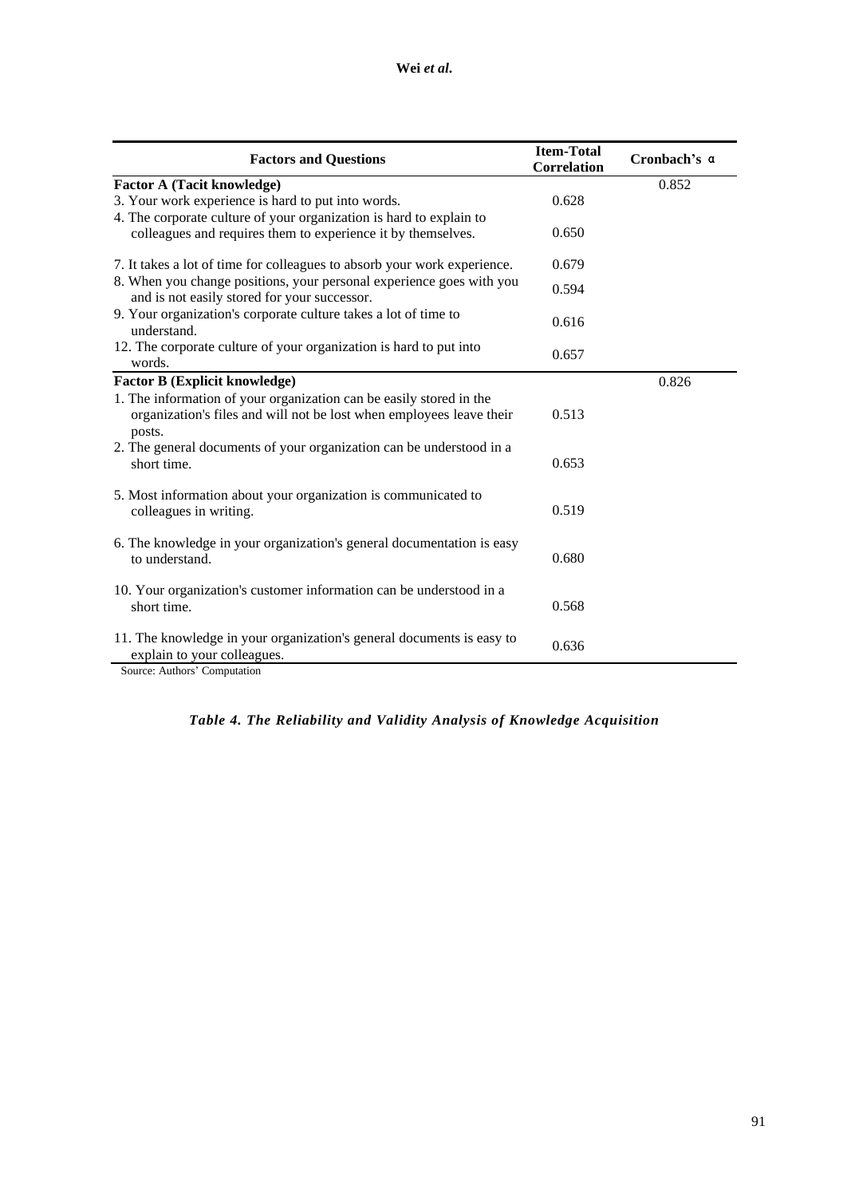| Factors and Questions | Item-Total Correlation | Cronbach's α |
|---|---|---|
| **Factor A (Tacit knowledge)** | | 0.852 |
| 3. Your work experience is hard to put into words. | 0.628 | |
| 4. The corporate culture of your organization is hard to explain to colleagues and requires them to experience it by themselves. | 0.650 | |
| 7. It takes a lot of time for colleagues to absorb your work experience. | 0.679 | |
| 8. When you change positions, your personal experience goes with you and is not easily stored for your successor. | 0.594 | |
| 9. Your organization's corporate culture takes a lot of time to understand. | 0.616 | |
| 12. The corporate culture of your organization is hard to put into words. | 0.657 | |
| **Factor B (Explicit knowledge)** | | 0.826 |
| 1. The information of your organization can be easily stored in the organization's files and will not be lost when employees leave their posts. | 0.513 | |
| 2. The general documents of your organization can be understood in a short time. | 0.653 | |
| 5. Most information about your organization is communicated to colleagues in writing. | 0.519 | |
| 6. The knowledge in your organization's general documentation is easy to understand. | 0.680 | |
| 10. Your organization's customer information can be understood in a short time. | 0.568 | |
| 11. The knowledge in your organization's general documents is easy to explain to your colleagues. | 0.636 | |

Source: Authors' Computation

*Table 4. The Reliability and Validity Analysis of Knowledge Acquisition*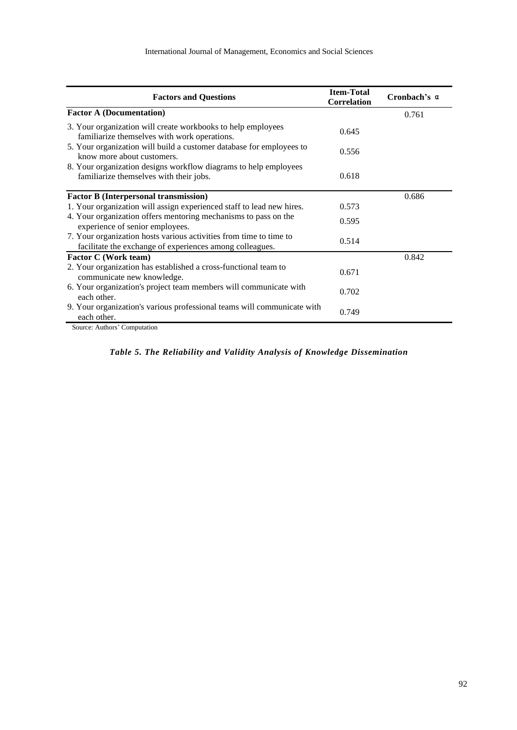| Factors and Questions | Item-Total Correlation | Cronbach's α |
|---|---|---|
| **Factor A (Documentation)** | | 0.761 |
| 3. Your organization will create workbooks to help employees familiarize themselves with work operations. | 0.645 | |
| 5. Your organization will build a customer database for employees to know more about customers. | 0.556 | |
| 8. Your organization designs workflow diagrams to help employees familiarize themselves with their jobs. | 0.618 | |
| **Factor B (Interpersonal transmission)** | | 0.686 |
| 1. Your organization will assign experienced staff to lead new hires. | 0.573 | |
| 4. Your organization offers mentoring mechanisms to pass on the experience of senior employees. | 0.595 | |
| 7. Your organization hosts various activities from time to time to facilitate the exchange of experiences among colleagues. | 0.514 | |
| **Factor C (Work team)** | | 0.842 |
| 2. Your organization has established a cross-functional team to communicate new knowledge. | 0.671 | |
| 6. Your organization's project team members will communicate with each other. | 0.702 | |
| 9. Your organization's various professional teams will communicate with each other. | 0.749 | |

Source: Authors' Computation

***Table 5. The Reliability and Validity Analysis of Knowledge Dissemination***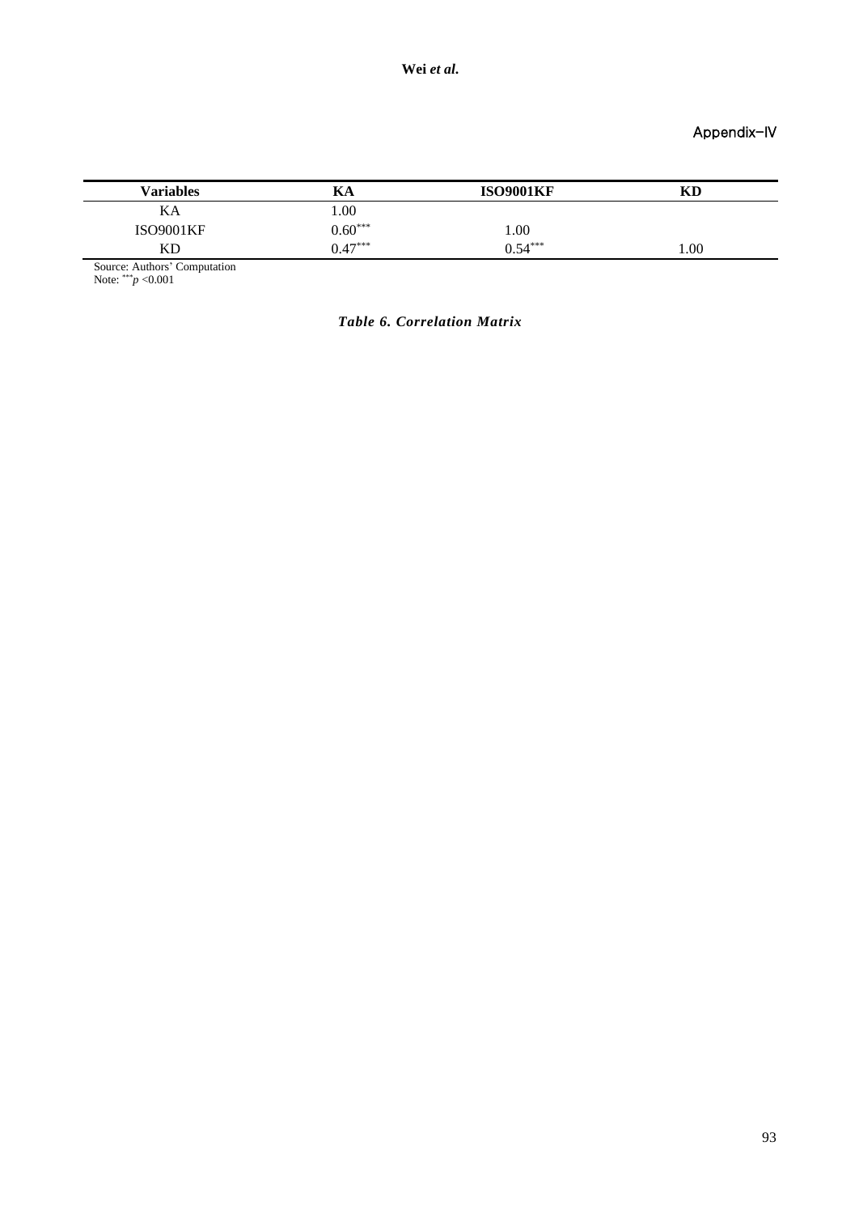## Appendix-IV

| Variables | KA | ISO9001KF | KD |
|---|---|---|---|
| KA | 1.00 | | |
| ISO9001KF | $0.60^{***}$ | 1.00 | |
| KD | $0.47^{***}$ | $0.54^{***}$ | 1.00 |

Source: Authors' Computation
Note: $^{***}p < 0.001$

***Table 6. Correlation Matrix***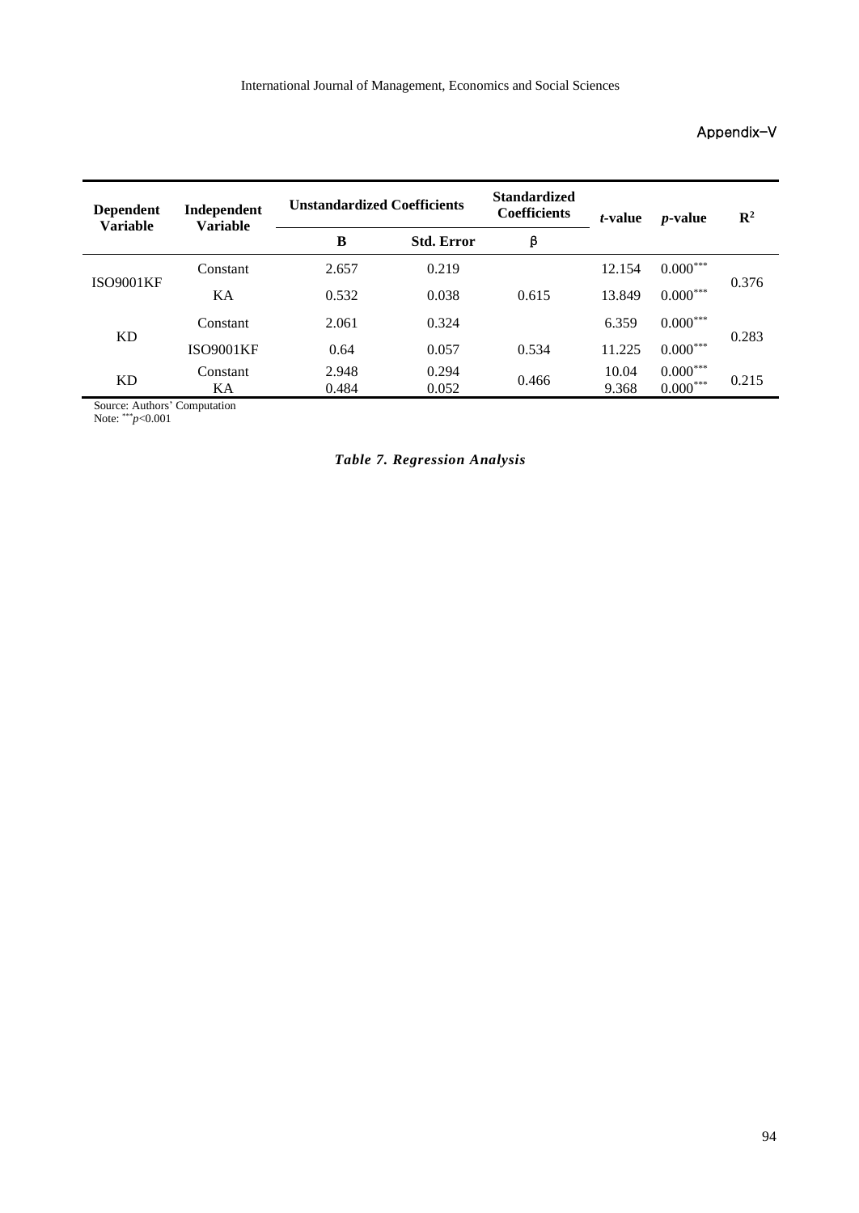Appendix-V

| Dependent Variable | Independent Variable | Unstandardized Coefficients | | Standardized Coefficients | *t*-value | *p*-value | $R^2$ |
|---|---|---|---|---|---|---|---|
| | | B | Std. Error | β | | | |
| ISO9001KF | Constant | 2.657 | 0.219 | | 12.154 | $0.000^{***}$ | 0.376 |
| | KA | 0.532 | 0.038 | 0.615 | 13.849 | $0.000^{***}$ | |
| KD | Constant | 2.061 | 0.324 | | 6.359 | $0.000^{***}$ | 0.283 |
| | ISO9001KF | 0.64 | 0.057 | 0.534 | 11.225 | $0.000^{***}$ | |
| KD | Constant | 2.948 | 0.294 | 0.466 | 10.04 | $0.000^{***}$ | 0.215 |
| | KA | 0.484 | 0.052 | | 9.368 | $0.000^{***}$ | |

Source: Authors' Computation
Note: $^{***}p<0.001$

***Table 7. Regression Analysis***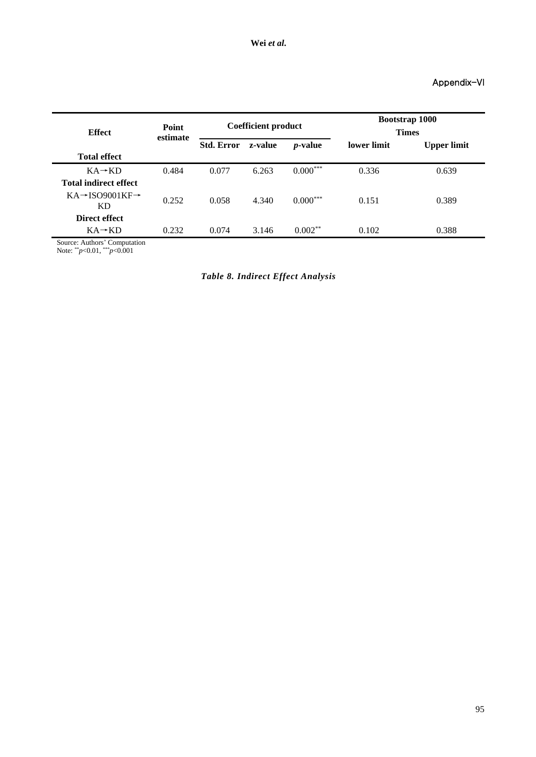Appendix-VI

| Effect | Point estimate | Coefficient product | | | Bootstrap 1000 Times | |
|---|---|---|---|---|---|---|
| | | Std. Error | z-value | *p*-value | lower limit | Upper limit |
| **Total effect** | | | | | | |
| KA→KD | 0.484 | 0.077 | 6.263 | $0.000^{***}$ | 0.336 | 0.639 |
| **Total indirect effect** | | | | | | |
| KA→ISO9001KF→KD | 0.252 | 0.058 | 4.340 | $0.000^{***}$ | 0.151 | 0.389 |
| **Direct effect** | | | | | | |
| KA→KD | 0.232 | 0.074 | 3.146 | $0.002^{**}$ | 0.102 | 0.388 |

Source: Authors' Computation
Note: $^{**}p<0.01$, $^{***}p<0.001$

*Table 8. Indirect Effect Analysis*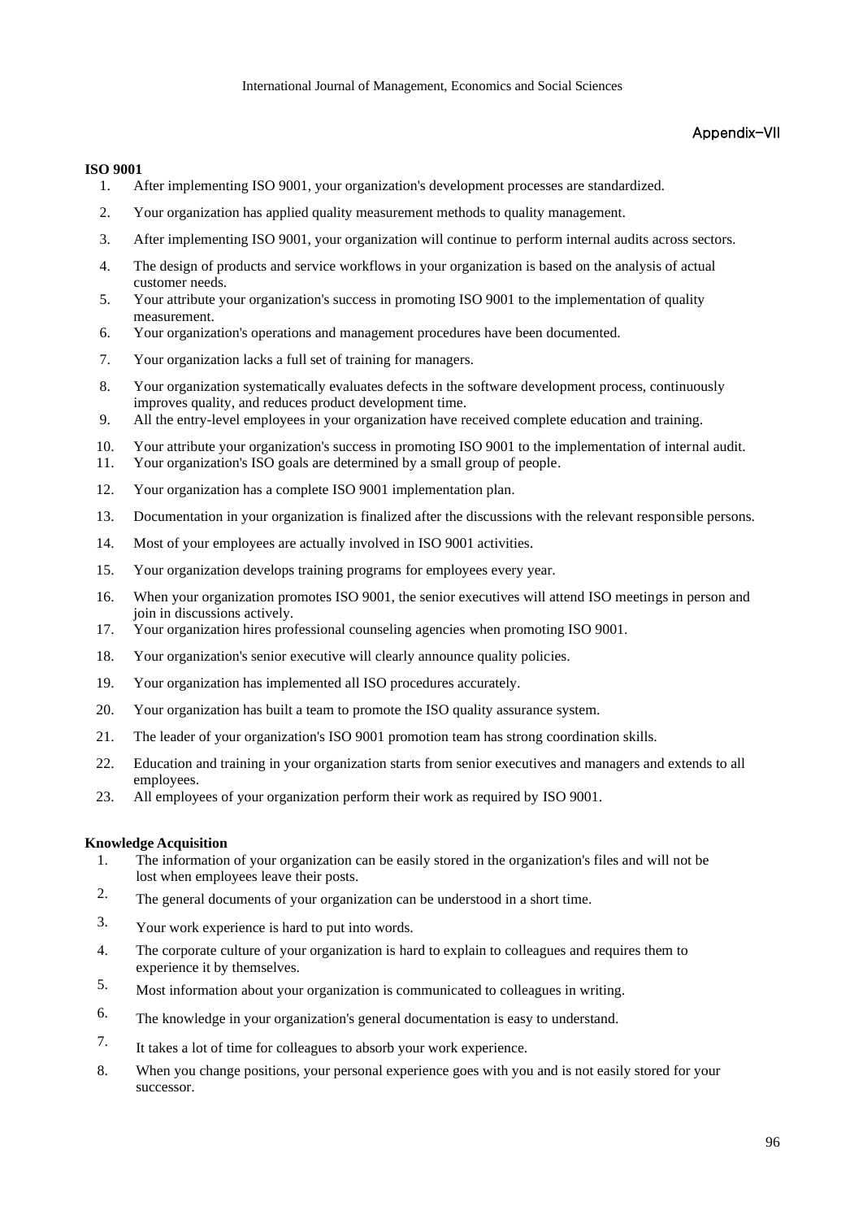Appendix-VII

**ISO 9001**

1. After implementing ISO 9001, your organization's development processes are standardized.
2. Your organization has applied quality measurement methods to quality management.
3. After implementing ISO 9001, your organization will continue to perform internal audits across sectors.
4. The design of products and service workflows in your organization is based on the analysis of actual customer needs.
5. Your attribute your organization's success in promoting ISO 9001 to the implementation of quality measurement.
6. Your organization's operations and management procedures have been documented.
7. Your organization lacks a full set of training for managers.
8. Your organization systematically evaluates defects in the software development process, continuously improves quality, and reduces product development time.
9. All the entry-level employees in your organization have received complete education and training.
10. Your attribute your organization's success in promoting ISO 9001 to the implementation of internal audit.
11. Your organization's ISO goals are determined by a small group of people.
12. Your organization has a complete ISO 9001 implementation plan.
13. Documentation in your organization is finalized after the discussions with the relevant responsible persons.
14. Most of your employees are actually involved in ISO 9001 activities.
15. Your organization develops training programs for employees every year.
16. When your organization promotes ISO 9001, the senior executives will attend ISO meetings in person and join in discussions actively.
17. Your organization hires professional counseling agencies when promoting ISO 9001.
18. Your organization's senior executive will clearly announce quality policies.
19. Your organization has implemented all ISO procedures accurately.
20. Your organization has built a team to promote the ISO quality assurance system.
21. The leader of your organization's ISO 9001 promotion team has strong coordination skills.
22. Education and training in your organization starts from senior executives and managers and extends to all employees.
23. All employees of your organization perform their work as required by ISO 9001.

**Knowledge Acquisition**

1. The information of your organization can be easily stored in the organization's files and will not be lost when employees leave their posts.
2. The general documents of your organization can be understood in a short time.
3. Your work experience is hard to put into words.
4. The corporate culture of your organization is hard to explain to colleagues and requires them to experience it by themselves.
5. Most information about your organization is communicated to colleagues in writing.
6. The knowledge in your organization's general documentation is easy to understand.
7. It takes a lot of time for colleagues to absorb your work experience.
8. When you change positions, your personal experience goes with you and is not easily stored for your successor.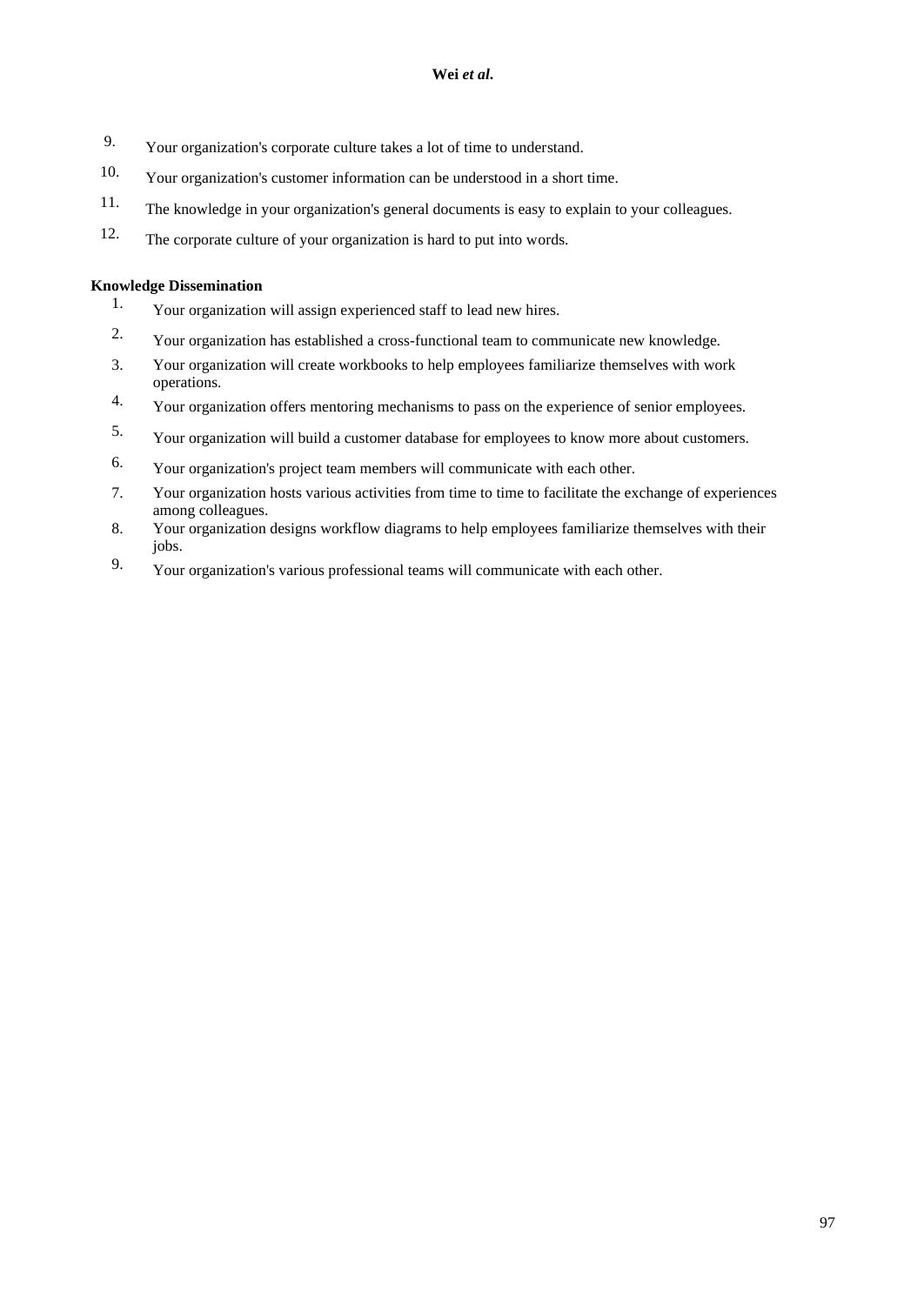9. Your organization's corporate culture takes a lot of time to understand.
10. Your organization's customer information can be understood in a short time.
11. The knowledge in your organization's general documents is easy to explain to your colleagues.
12. The corporate culture of your organization is hard to put into words.

**Knowledge Dissemination**

1. Your organization will assign experienced staff to lead new hires.
2. Your organization has established a cross-functional team to communicate new knowledge.
3. Your organization will create workbooks to help employees familiarize themselves with work operations.
4. Your organization offers mentoring mechanisms to pass on the experience of senior employees.
5. Your organization will build a customer database for employees to know more about customers.
6. Your organization's project team members will communicate with each other.
7. Your organization hosts various activities from time to time to facilitate the exchange of experiences among colleagues.
8. Your organization designs workflow diagrams to help employees familiarize themselves with their jobs.
9. Your organization's various professional teams will communicate with each other.